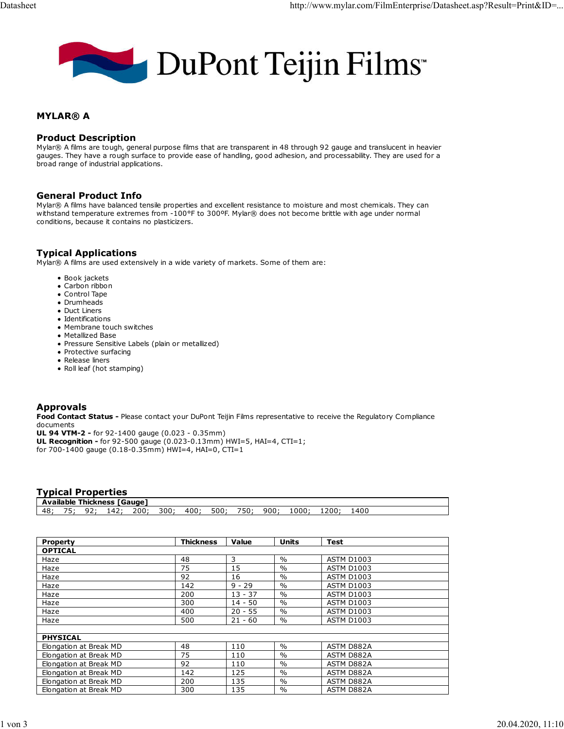# DuPont Teijin Films™

## MYLAR® A

### Product Description

Mylar® A films are tough, general purpose films that are transparent in 48 through 92 gauge and translucent in heavier gauges. They have a rough surface to provide ease of handling, good adhesion, and processability. They are used for a broad range of industrial applications.

### General Product Info

Mylar® A films have balanced tensile properties and excellent resistance to moisture and most chemicals. They can withstand temperature extremes from -100°F to 300ºF. Mylar® does not become brittle with age under normal conditions, because it contains no plasticizers.

### Typical Applications

Mylar® A films are used extensively in a wide variety of markets. Some of them are:

- Book jackets
- Carbon ribbon
- Control Tape
- Drumheads
- Duct Liners
- Identifications
- Membrane touch switches
- Metallized Base
- Pressure Sensitive Labels (plain or metallized)
- Protective surfacing
- Release liners
- Roll leaf (hot stamping)

### Approvals

**Food Contact Status -** Please contact your DuPont Teijin Films representative to receive the Regulatory Compliance documents
**UL 94 VTM-2 -** for 92-1400 gauge (0.023 - 0.35mm)
**UL Recognition -** for 92-500 gauge (0.023-0.13mm) HWI=5, HAI=4, CTI=1;
for 700-1400 gauge (0.18-0.35mm) HWI=4, HAI=0, CTI=1

### Typical Properties

| Available Thickness [Gauge] |
|---|
| 48; 75; 92; 142; 200; 300; 400; 500; 750; 900; 1000; 1200; 1400 |

| Property | Thickness | Value | Units | Test |
|---|---|---|---|---|
| **OPTICAL** | | | | |
| Haze | 48 | 3 | % | ASTM D1003 |
| Haze | 75 | 15 | % | ASTM D1003 |
| Haze | 92 | 16 | % | ASTM D1003 |
| Haze | 142 | 9 - 29 | % | ASTM D1003 |
| Haze | 200 | 13 - 37 | % | ASTM D1003 |
| Haze | 300 | 14 - 50 | % | ASTM D1003 |
| Haze | 400 | 20 - 55 | % | ASTM D1003 |
| Haze | 500 | 21 - 60 | % | ASTM D1003 |
| | | | | |
| **PHYSICAL** | | | | |
| Elongation at Break MD | 48 | 110 | % | ASTM D882A |
| Elongation at Break MD | 75 | 110 | % | ASTM D882A |
| Elongation at Break MD | 92 | 110 | % | ASTM D882A |
| Elongation at Break MD | 142 | 125 | % | ASTM D882A |
| Elongation at Break MD | 200 | 135 | % | ASTM D882A |
| Elongation at Break MD | 300 | 135 | % | ASTM D882A |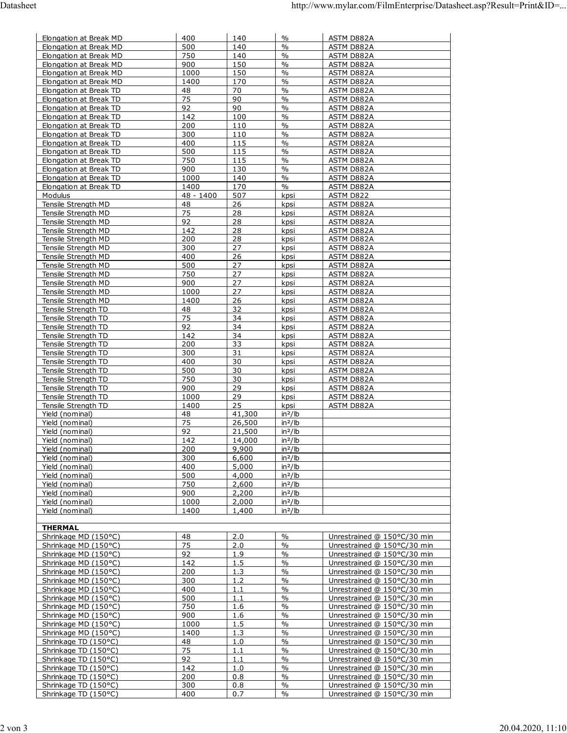| | | | |
|---|---|---|---|
| Elongation at Break MD | 400 | 140 | % | ASTM D882A |
| Elongation at Break MD | 500 | 140 | % | ASTM D882A |
| Elongation at Break MD | 750 | 140 | % | ASTM D882A |
| Elongation at Break MD | 900 | 150 | % | ASTM D882A |
| Elongation at Break MD | 1000 | 150 | % | ASTM D882A |
| Elongation at Break MD | 1400 | 170 | % | ASTM D882A |
| Elongation at Break TD | 48 | 70 | % | ASTM D882A |
| Elongation at Break TD | 75 | 90 | % | ASTM D882A |
| Elongation at Break TD | 92 | 90 | % | ASTM D882A |
| Elongation at Break TD | 142 | 100 | % | ASTM D882A |
| Elongation at Break TD | 200 | 110 | % | ASTM D882A |
| Elongation at Break TD | 300 | 110 | % | ASTM D882A |
| Elongation at Break TD | 400 | 115 | % | ASTM D882A |
| Elongation at Break TD | 500 | 115 | % | ASTM D882A |
| Elongation at Break TD | 750 | 115 | % | ASTM D882A |
| Elongation at Break TD | 900 | 130 | % | ASTM D882A |
| Elongation at Break TD | 1000 | 140 | % | ASTM D882A |
| Elongation at Break TD | 1400 | 170 | % | ASTM D882A |
| Modulus | 48 - 1400 | 507 | kpsi | ASTM D822 |
| Tensile Strength MD | 48 | 26 | kpsi | ASTM D882A |
| Tensile Strength MD | 75 | 28 | kpsi | ASTM D882A |
| Tensile Strength MD | 92 | 28 | kpsi | ASTM D882A |
| Tensile Strength MD | 142 | 28 | kpsi | ASTM D882A |
| Tensile Strength MD | 200 | 28 | kpsi | ASTM D882A |
| Tensile Strength MD | 300 | 27 | kpsi | ASTM D882A |
| Tensile Strength MD | 400 | 26 | kpsi | ASTM D882A |
| Tensile Strength MD | 500 | 27 | kpsi | ASTM D882A |
| Tensile Strength MD | 750 | 27 | kpsi | ASTM D882A |
| Tensile Strength MD | 900 | 27 | kpsi | ASTM D882A |
| Tensile Strength MD | 1000 | 27 | kpsi | ASTM D882A |
| Tensile Strength MD | 1400 | 26 | kpsi | ASTM D882A |
| Tensile Strength TD | 48 | 32 | kpsi | ASTM D882A |
| Tensile Strength TD | 75 | 34 | kpsi | ASTM D882A |
| Tensile Strength TD | 92 | 34 | kpsi | ASTM D882A |
| Tensile Strength TD | 142 | 34 | kpsi | ASTM D882A |
| Tensile Strength TD | 200 | 33 | kpsi | ASTM D882A |
| Tensile Strength TD | 300 | 31 | kpsi | ASTM D882A |
| Tensile Strength TD | 400 | 30 | kpsi | ASTM D882A |
| Tensile Strength TD | 500 | 30 | kpsi | ASTM D882A |
| Tensile Strength TD | 750 | 30 | kpsi | ASTM D882A |
| Tensile Strength TD | 900 | 29 | kpsi | ASTM D882A |
| Tensile Strength TD | 1000 | 29 | kpsi | ASTM D882A |
| Tensile Strength TD | 1400 | 25 | kpsi | ASTM D882A |
| Yield (nominal) | 48 | 41,300 | in²/lb | |
| Yield (nominal) | 75 | 26,500 | in²/lb | |
| Yield (nominal) | 92 | 21,500 | in²/lb | |
| Yield (nominal) | 142 | 14,000 | in²/lb | |
| Yield (nominal) | 200 | 9,900 | in²/lb | |
| Yield (nominal) | 300 | 6,600 | in²/lb | |
| Yield (nominal) | 400 | 5,000 | in²/lb | |
| Yield (nominal) | 500 | 4,000 | in²/lb | |
| Yield (nominal) | 750 | 2,600 | in²/lb | |
| Yield (nominal) | 900 | 2,200 | in²/lb | |
| Yield (nominal) | 1000 | 2,000 | in²/lb | |
| Yield (nominal) | 1400 | 1,400 | in²/lb | |
| | | | | |
| **THERMAL** | | | | |
| Shrinkage MD (150°C) | 48 | 2.0 | % | Unrestrained @ 150°C/30 min |
| Shrinkage MD (150°C) | 75 | 2.0 | % | Unrestrained @ 150°C/30 min |
| Shrinkage MD (150°C) | 92 | 1.9 | % | Unrestrained @ 150°C/30 min |
| Shrinkage MD (150°C) | 142 | 1.5 | % | Unrestrained @ 150°C/30 min |
| Shrinkage MD (150°C) | 200 | 1.3 | % | Unrestrained @ 150°C/30 min |
| Shrinkage MD (150°C) | 300 | 1.2 | % | Unrestrained @ 150°C/30 min |
| Shrinkage MD (150°C) | 400 | 1.1 | % | Unrestrained @ 150°C/30 min |
| Shrinkage MD (150°C) | 500 | 1.1 | % | Unrestrained @ 150°C/30 min |
| Shrinkage MD (150°C) | 750 | 1.6 | % | Unrestrained @ 150°C/30 min |
| Shrinkage MD (150°C) | 900 | 1.6 | % | Unrestrained @ 150°C/30 min |
| Shrinkage MD (150°C) | 1000 | 1.5 | % | Unrestrained @ 150°C/30 min |
| Shrinkage MD (150°C) | 1400 | 1.3 | % | Unrestrained @ 150°C/30 min |
| Shrinkage TD (150°C) | 48 | 1.0 | % | Unrestrained @ 150°C/30 min |
| Shrinkage TD (150°C) | 75 | 1.1 | % | Unrestrained @ 150°C/30 min |
| Shrinkage TD (150°C) | 92 | 1.1 | % | Unrestrained @ 150°C/30 min |
| Shrinkage TD (150°C) | 142 | 1.0 | % | Unrestrained @ 150°C/30 min |
| Shrinkage TD (150°C) | 200 | 0.8 | % | Unrestrained @ 150°C/30 min |
| Shrinkage TD (150°C) | 300 | 0.8 | % | Unrestrained @ 150°C/30 min |
| Shrinkage TD (150°C) | 400 | 0.7 | % | Unrestrained @ 150°C/30 min |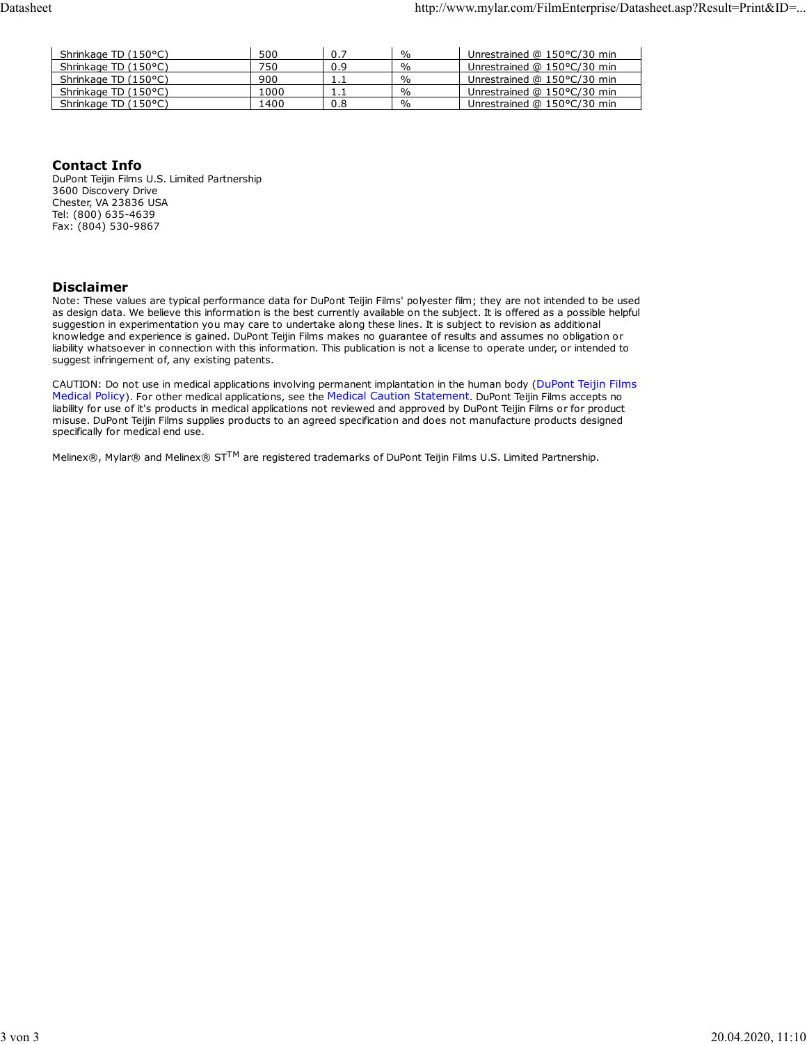| | | | | |
|---|---|---|---|---|
| Shrinkage TD (150°C) | 500 | 0.7 | % | Unrestrained @ 150°C/30 min |
| Shrinkage TD (150°C) | 750 | 0.9 | % | Unrestrained @ 150°C/30 min |
| Shrinkage TD (150°C) | 900 | 1.1 | % | Unrestrained @ 150°C/30 min |
| Shrinkage TD (150°C) | 1000 | 1.1 | % | Unrestrained @ 150°C/30 min |
| Shrinkage TD (150°C) | 1400 | 0.8 | % | Unrestrained @ 150°C/30 min |

## Contact Info

DuPont Teijin Films U.S. Limited Partnership
3600 Discovery Drive
Chester, VA 23836 USA
Tel: (800) 635-4639
Fax: (804) 530-9867

## Disclaimer

Note: These values are typical performance data for DuPont Teijin Films' polyester film; they are not intended to be used as design data. We believe this information is the best currently available on the subject. It is offered as a possible helpful suggestion in experimentation you may care to undertake along these lines. It is subject to revision as additional knowledge and experience is gained. DuPont Teijin Films makes no guarantee of results and assumes no obligation or liability whatsoever in connection with this information. This publication is not a license to operate under, or intended to suggest infringement of, any existing patents.

CAUTION: Do not use in medical applications involving permanent implantation in the human body (DuPont Teijin Films Medical Policy). For other medical applications, see the Medical Caution Statement. DuPont Teijin Films accepts no liability for use of it's products in medical applications not reviewed and approved by DuPont Teijin Films or for product misuse. DuPont Teijin Films supplies products to an agreed specification and does not manufacture products designed specifically for medical end use.

Melinex®, Mylar® and Melinex® ST™ are registered trademarks of DuPont Teijin Films U.S. Limited Partnership.